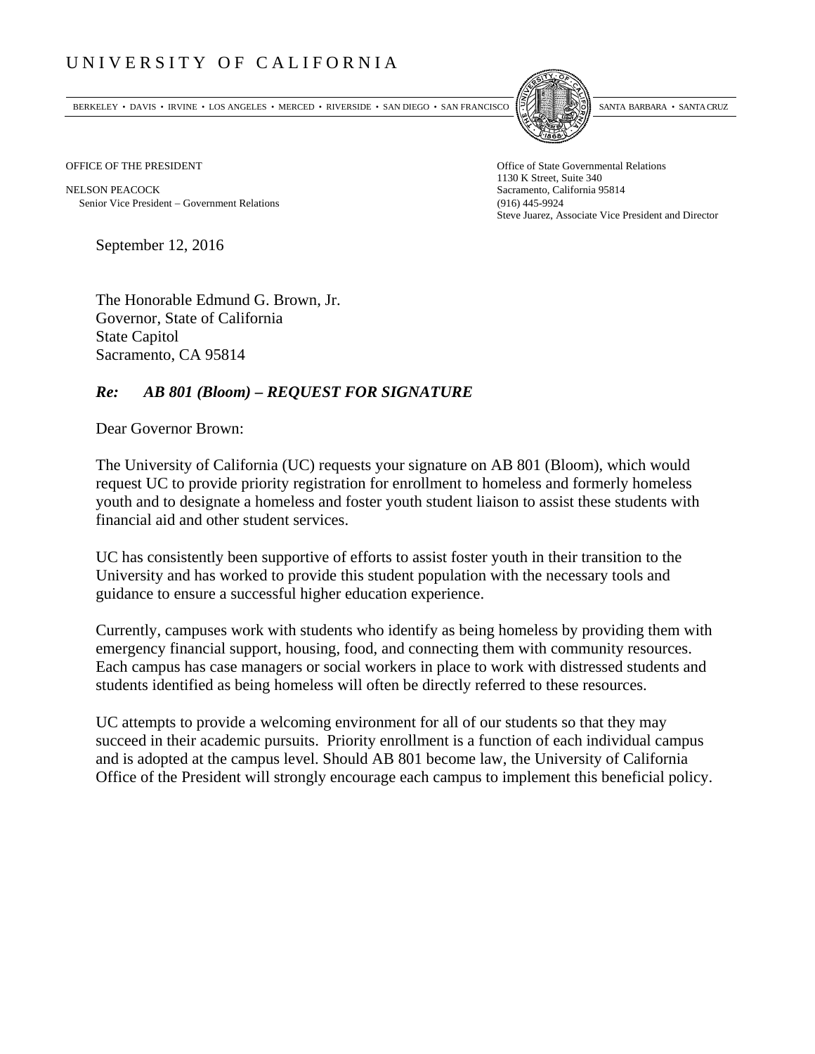# UNIVERSITY OF CALIFORNIA

BERKELEY • DAVIS • IRVINE • LOS ANGELES • MERCED • RIVERSIDE • SAN DIEGO • SAN FRANCISCO SANTA BARBARA • SANTA CRUZ

OFFICE OF THE PRESIDENT

NELSON PEACOCK
Senior Vice President – Government Relations

Office of State Governmental Relations
1130 K Street, Suite 340
Sacramento, California 95814
(916) 445-9924
Steve Juarez, Associate Vice President and Director

September 12, 2016

The Honorable Edmund G. Brown, Jr.
Governor, State of California
State Capitol
Sacramento, CA 95814

***Re: AB 801 (Bloom) – REQUEST FOR SIGNATURE***

Dear Governor Brown:

The University of California (UC) requests your signature on AB 801 (Bloom), which would request UC to provide priority registration for enrollment to homeless and formerly homeless youth and to designate a homeless and foster youth student liaison to assist these students with financial aid and other student services.

UC has consistently been supportive of efforts to assist foster youth in their transition to the University and has worked to provide this student population with the necessary tools and guidance to ensure a successful higher education experience.

Currently, campuses work with students who identify as being homeless by providing them with emergency financial support, housing, food, and connecting them with community resources. Each campus has case managers or social workers in place to work with distressed students and students identified as being homeless will often be directly referred to these resources.

UC attempts to provide a welcoming environment for all of our students so that they may succeed in their academic pursuits. Priority enrollment is a function of each individual campus and is adopted at the campus level. Should AB 801 become law, the University of California Office of the President will strongly encourage each campus to implement this beneficial policy.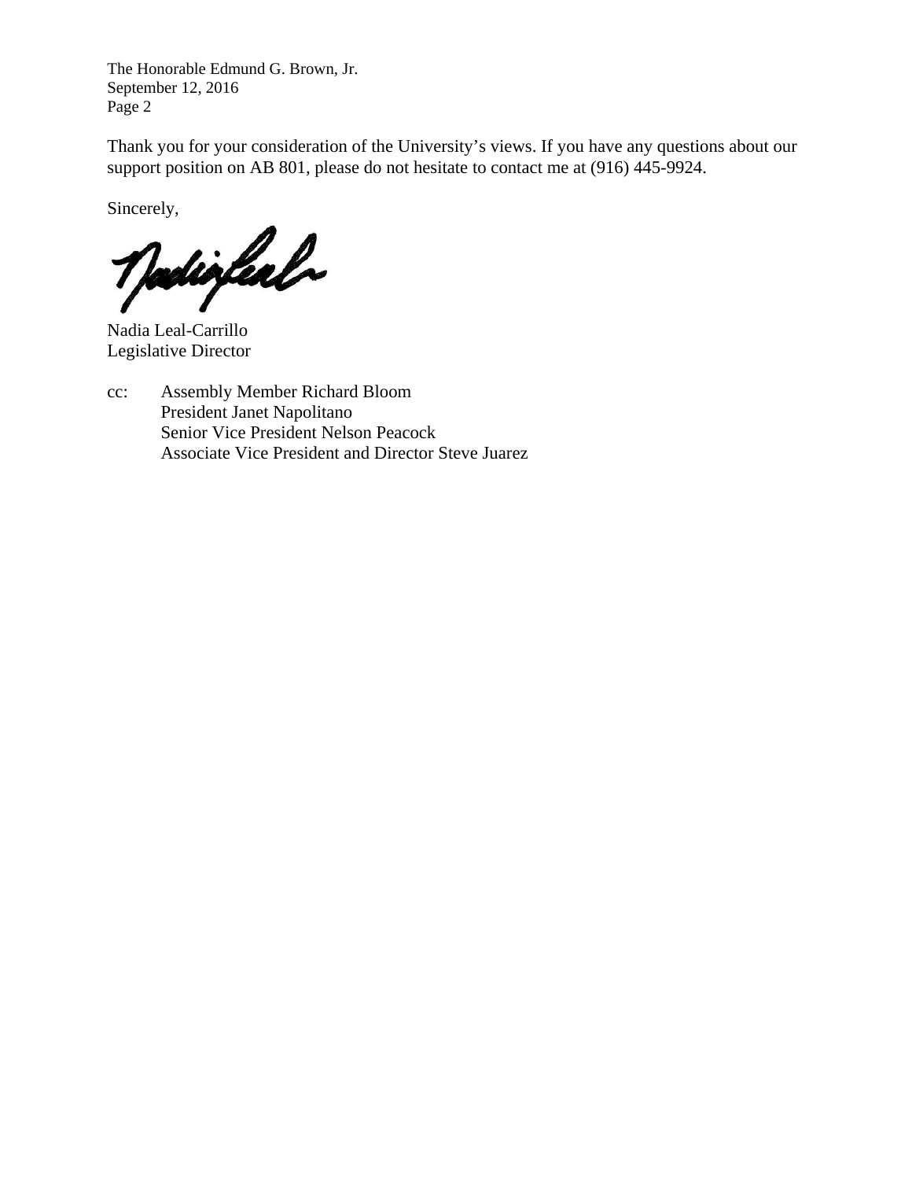Thank you for your consideration of the University's views. If you have any questions about our support position on AB 801, please do not hesitate to contact me at (916) 445-9924.

Sincerely,

Nadia Leal-Carrillo
Legislative Director

cc: Assembly Member Richard Bloom
President Janet Napolitano
Senior Vice President Nelson Peacock
Associate Vice President and Director Steve Juarez